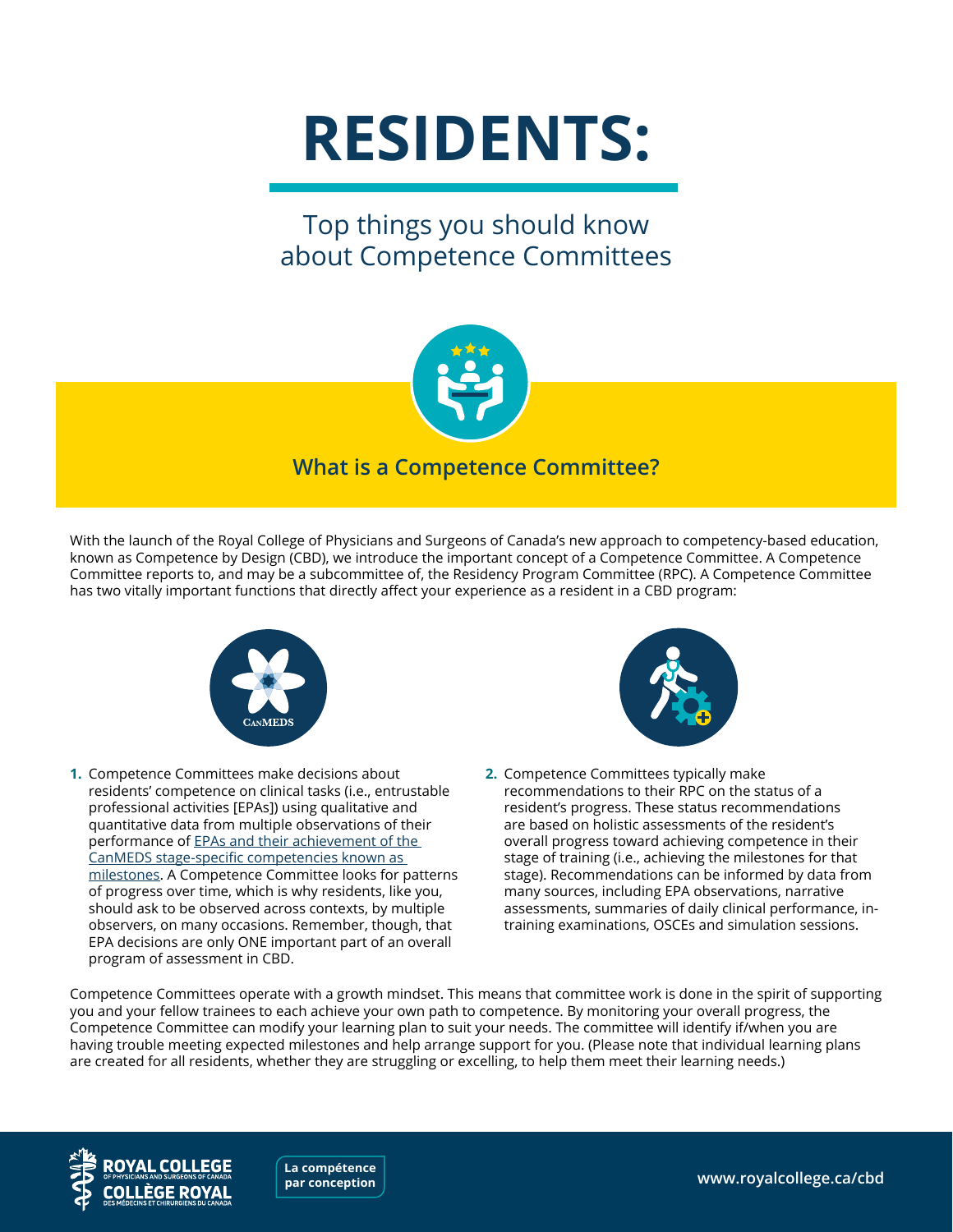# RESIDENTS:

## Top things you should know about Competence Committees

### What is a Competence Committee?

With the launch of the Royal College of Physicians and Surgeons of Canada's new approach to competency-based education, known as Competence by Design (CBD), we introduce the important concept of a Competence Committee. A Competence Committee reports to, and may be a subcommittee of, the Residency Program Committee (RPC). A Competence Committee has two vitally important functions that directly affect your experience as a resident in a CBD program:

1. Competence Committees make decisions about residents' competence on clinical tasks (i.e., entrustable professional activities [EPAs]) using qualitative and quantitative data from multiple observations of their performance of EPAs and their achievement of the CanMEDS stage-specific competencies known as milestones. A Competence Committee looks for patterns of progress over time, which is why residents, like you, should ask to be observed across contexts, by multiple observers, on many occasions. Remember, though, that EPA decisions are only ONE important part of an overall program of assessment in CBD.

2. Competence Committees typically make recommendations to their RPC on the status of a resident's progress. These status recommendations are based on holistic assessments of the resident's overall progress toward achieving competence in their stage of training (i.e., achieving the milestones for that stage). Recommendations can be informed by data from many sources, including EPA observations, narrative assessments, summaries of daily clinical performance, in-training examinations, OSCEs and simulation sessions.

Competence Committees operate with a growth mindset. This means that committee work is done in the spirit of supporting you and your fellow trainees to each achieve your own path to competence. By monitoring your overall progress, the Competence Committee can modify your learning plan to suit your needs. The committee will identify if/when you are having trouble meeting expected milestones and help arrange support for you. (Please note that individual learning plans are created for all residents, whether they are struggling or excelling, to help them meet their learning needs.)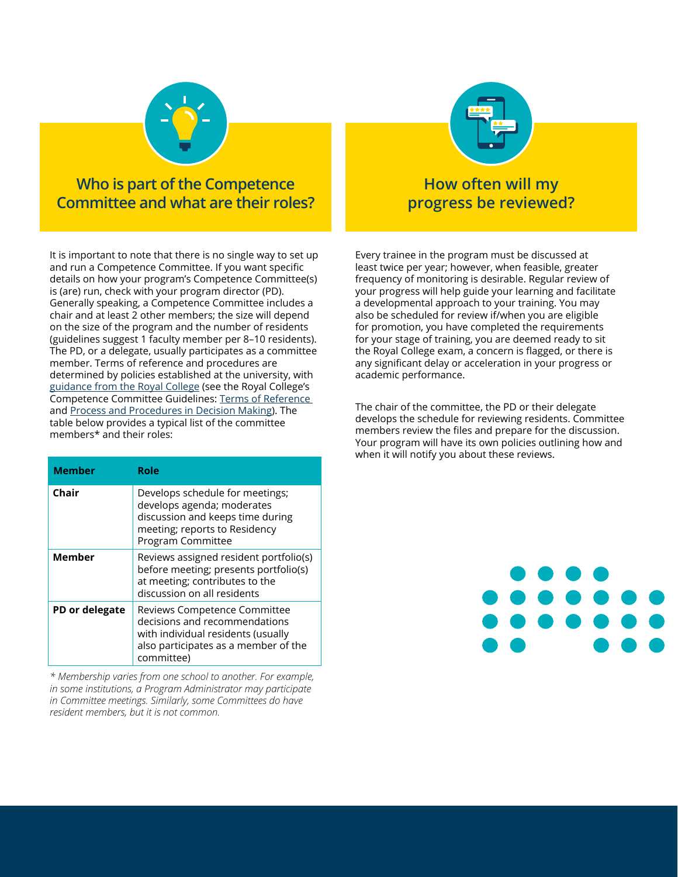## Who is part of the Competence Committee and what are their roles?

It is important to note that there is no single way to set up and run a Competence Committee. If you want specific details on how your program's Competence Committee(s) is (are) run, check with your program director (PD). Generally speaking, a Competence Committee includes a chair and at least 2 other members; the size will depend on the size of the program and the number of residents (guidelines suggest 1 faculty member per 8–10 residents). The PD, or a delegate, usually participates as a committee member. Terms of reference and procedures are determined by policies established at the university, with guidance from the Royal College (see the Royal College's Competence Committee Guidelines: Terms of Reference and Process and Procedures in Decision Making). The table below provides a typical list of the committee members* and their roles:

| Member | Role |
|---|---|
| **Chair** | Develops schedule for meetings; develops agenda; moderates discussion and keeps time during meeting; reports to Residency Program Committee |
| **Member** | Reviews assigned resident portfolio(s) before meeting; presents portfolio(s) at meeting; contributes to the discussion on all residents |
| **PD or delegate** | Reviews Competence Committee decisions and recommendations with individual residents (usually also participates as a member of the committee) |

*\* Membership varies from one school to another. For example, in some institutions, a Program Administrator may participate in Committee meetings. Similarly, some Committees do have resident members, but it is not common.*

## How often will my progress be reviewed?

Every trainee in the program must be discussed at least twice per year; however, when feasible, greater frequency of monitoring is desirable. Regular review of your progress will help guide your learning and facilitate a developmental approach to your training. You may also be scheduled for review if/when you are eligible for promotion, you have completed the requirements for your stage of training, you are deemed ready to sit the Royal College exam, a concern is flagged, or there is any significant delay or acceleration in your progress or academic performance.

The chair of the committee, the PD or their delegate develops the schedule for reviewing residents. Committee members review the files and prepare for the discussion. Your program will have its own policies outlining how and when it will notify you about these reviews.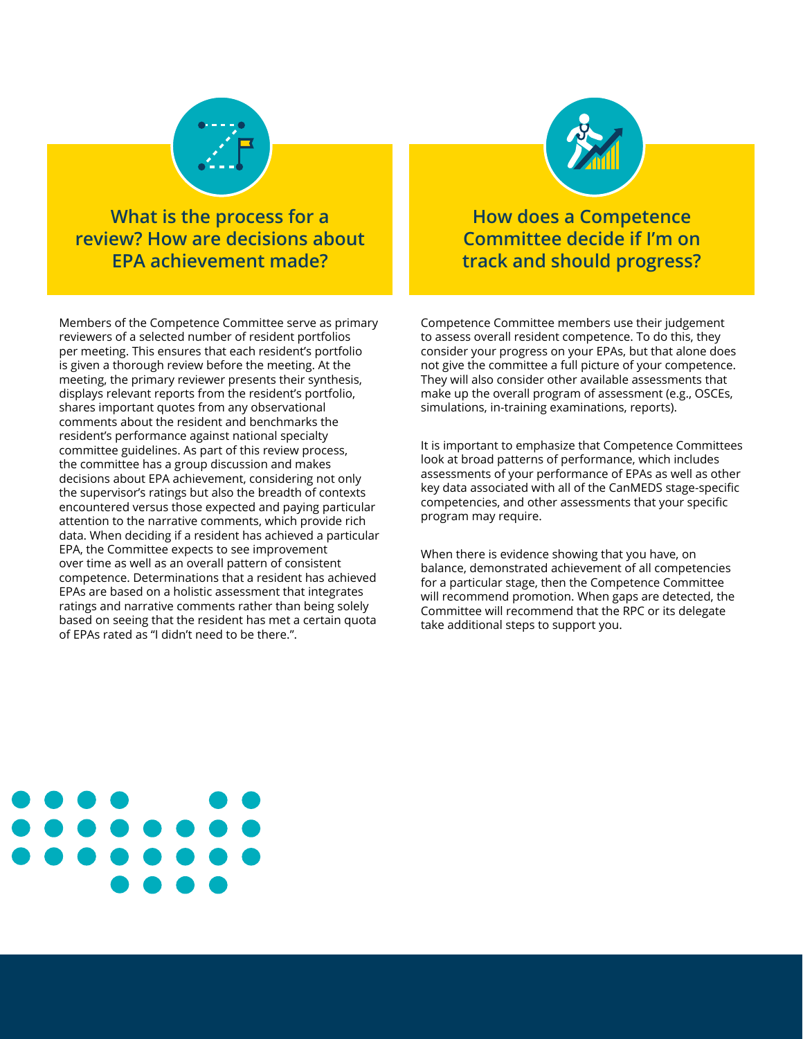## What is the process for a review? How are decisions about EPA achievement made?

Members of the Competence Committee serve as primary reviewers of a selected number of resident portfolios per meeting. This ensures that each resident's portfolio is given a thorough review before the meeting. At the meeting, the primary reviewer presents their synthesis, displays relevant reports from the resident's portfolio, shares important quotes from any observational comments about the resident and benchmarks the resident's performance against national specialty committee guidelines. As part of this review process, the committee has a group discussion and makes decisions about EPA achievement, considering not only the supervisor's ratings but also the breadth of contexts encountered versus those expected and paying particular attention to the narrative comments, which provide rich data. When deciding if a resident has achieved a particular EPA, the Committee expects to see improvement over time as well as an overall pattern of consistent competence. Determinations that a resident has achieved EPAs are based on a holistic assessment that integrates ratings and narrative comments rather than being solely based on seeing that the resident has met a certain quota of EPAs rated as "I didn't need to be there.".

## How does a Competence Committee decide if I'm on track and should progress?

Competence Committee members use their judgement to assess overall resident competence. To do this, they consider your progress on your EPAs, but that alone does not give the committee a full picture of your competence. They will also consider other available assessments that make up the overall program of assessment (e.g., OSCEs, simulations, in-training examinations, reports).

It is important to emphasize that Competence Committees look at broad patterns of performance, which includes assessments of your performance of EPAs as well as other key data associated with all of the CanMEDS stage-specific competencies, and other assessments that your specific program may require.

When there is evidence showing that you have, on balance, demonstrated achievement of all competencies for a particular stage, then the Competence Committee will recommend promotion. When gaps are detected, the Committee will recommend that the RPC or its delegate take additional steps to support you.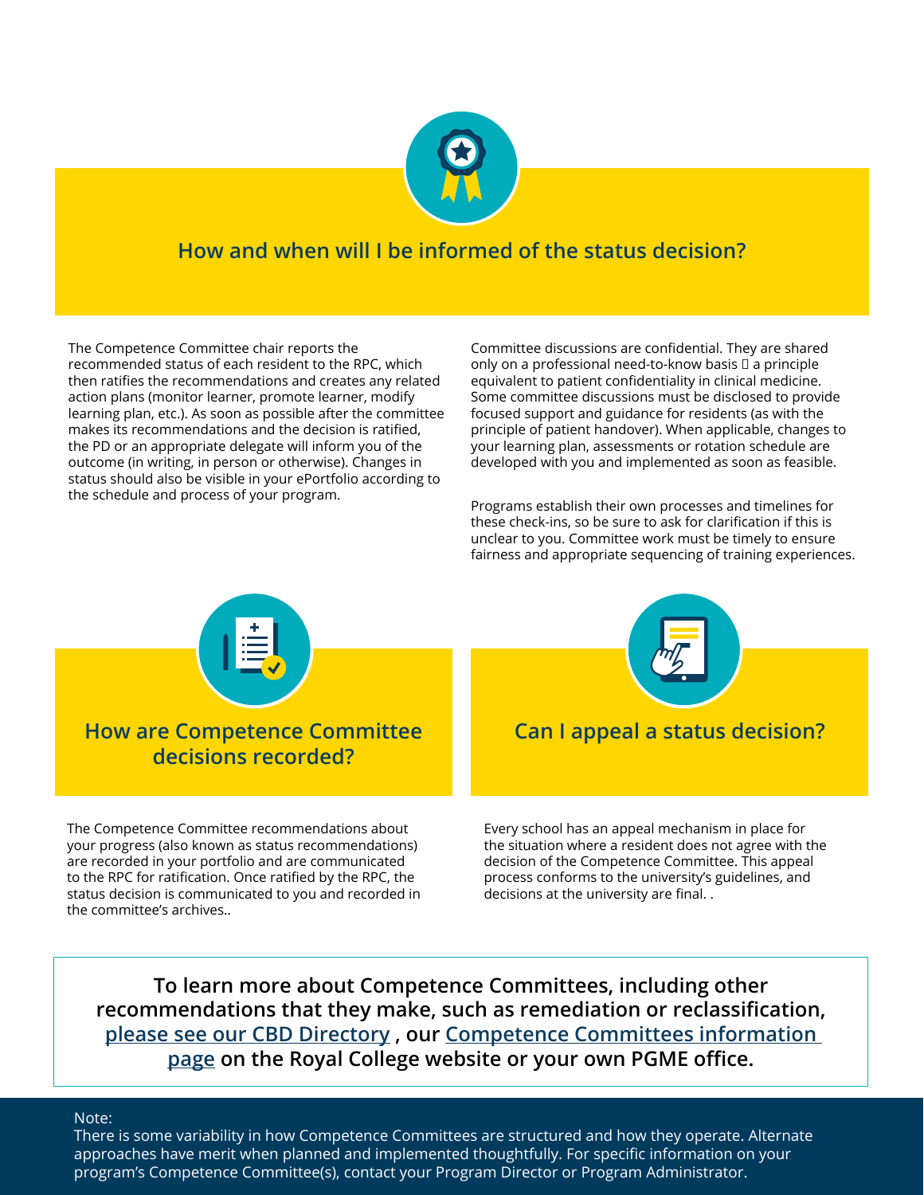## How and when will I be informed of the status decision?

The Competence Committee chair reports the recommended status of each resident to the RPC, which then ratifies the recommendations and creates any related action plans (monitor learner, promote learner, modify learning plan, etc.). As soon as possible after the committee makes its recommendations and the decision is ratified, the PD or an appropriate delegate will inform you of the outcome (in writing, in person or otherwise). Changes in status should also be visible in your ePortfolio according to the schedule and process of your program.

Committee discussions are confidential. They are shared only on a professional need-to-know basis  a principle equivalent to patient confidentiality in clinical medicine. Some committee discussions must be disclosed to provide focused support and guidance for residents (as with the principle of patient handover). When applicable, changes to your learning plan, assessments or rotation schedule are developed with you and implemented as soon as feasible.

Programs establish their own processes and timelines for these check-ins, so be sure to ask for clarification if this is unclear to you. Committee work must be timely to ensure fairness and appropriate sequencing of training experiences.

## How are Competence Committee decisions recorded?

The Competence Committee recommendations about your progress (also known as status recommendations) are recorded in your portfolio and are communicated to the RPC for ratification. Once ratified by the RPC, the status decision is communicated to you and recorded in the committee's archives..

## Can I appeal a status decision?

Every school has an appeal mechanism in place for the situation where a resident does not agree with the decision of the Competence Committee. This appeal process conforms to the university's guidelines, and decisions at the university are final. .

**To learn more about Competence Committees, including other recommendations that they make, such as remediation or reclassification, please see our CBD Directory , our Competence Committees information page on the Royal College website or your own PGME office.**

Note:
There is some variability in how Competence Committees are structured and how they operate. Alternate approaches have merit when planned and implemented thoughtfully. For specific information on your program's Competence Committee(s), contact your Program Director or Program Administrator.